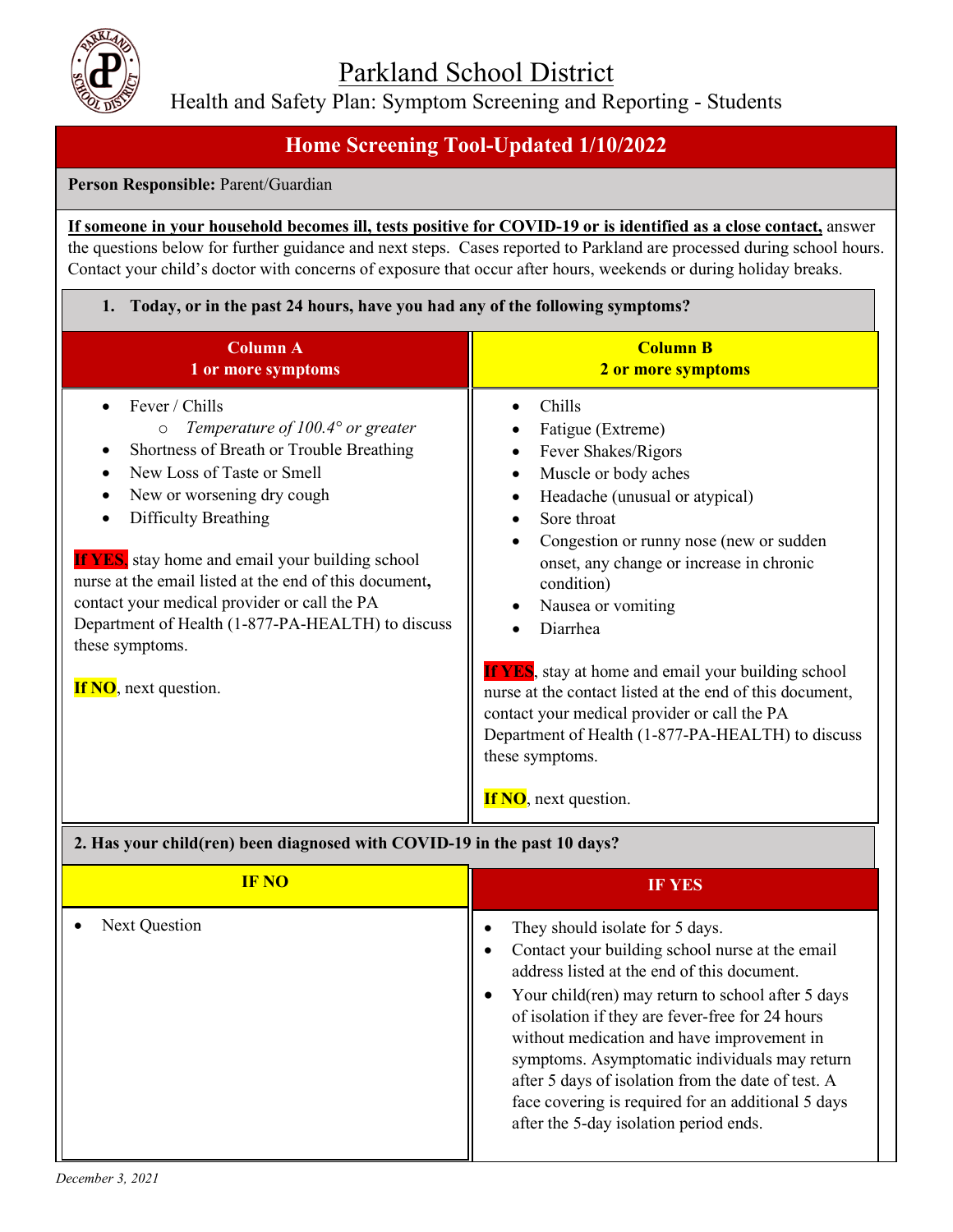# Parkland School District

Health and Safety Plan: Symptom Screening and Reporting - Students

## Home Screening Tool-Updated 1/10/2022

**Person Responsible:** Parent/Guardian

**If someone in your household becomes ill, tests positive for COVID-19 or is identified as a close contact,** answer the questions below for further guidance and next steps. Cases reported to Parkland are processed during school hours. Contact your child's doctor with concerns of exposure that occur after hours, weekends or during holiday breaks.

### 1. Today, or in the past 24 hours, have you had any of the following symptoms?

| Column A<br>1 or more symptoms | Column B<br>2 or more symptoms |
|---|---|
| • Fever / Chills<br>  ○ *Temperature of 100.4° or greater*<br>• Shortness of Breath or Trouble Breathing<br>• New Loss of Taste or Smell<br>• New or worsening dry cough<br>• Difficulty Breathing<br><br>**If YES**, stay home and email your building school nurse at the email listed at the end of this document, contact your medical provider or call the PA Department of Health (1-877-PA-HEALTH) to discuss these symptoms.<br><br>**If NO**, next question. | • Chills<br>• Fatigue (Extreme)<br>• Fever Shakes/Rigors<br>• Muscle or body aches<br>• Headache (unusual or atypical)<br>• Sore throat<br>• Congestion or runny nose (new or sudden onset, any change or increase in chronic condition)<br>• Nausea or vomiting<br>• Diarrhea<br><br>**If YES**, stay at home and email your building school nurse at the contact listed at the end of this document, contact your medical provider or call the PA Department of Health (1-877-PA-HEALTH) to discuss these symptoms.<br><br>**If NO**, next question. |

### 2. Has your child(ren) been diagnosed with COVID-19 in the past 10 days?

| IF NO | IF YES |
|---|---|
| • Next Question | • They should isolate for 5 days.<br>• Contact your building school nurse at the email address listed at the end of this document.<br>• Your child(ren) may return to school after 5 days of isolation if they are fever-free for 24 hours without medication and have improvement in symptoms. Asymptomatic individuals may return after 5 days of isolation from the date of test. A face covering is required for an additional 5 days after the 5-day isolation period ends. |

*December 3, 2021*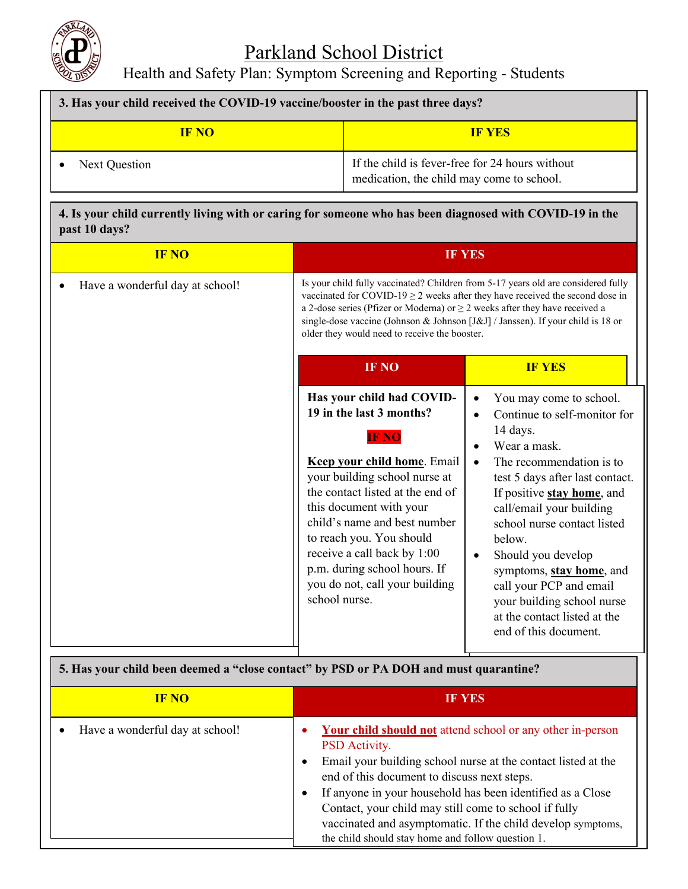# Parkland School District

## Health and Safety Plan: Symptom Screening and Reporting - Students

**3. Has your child received the COVID-19 vaccine/booster in the past three days?**

| IF NO | IF YES |
|---|---|
| • Next Question | If the child is fever-free for 24 hours without medication, the child may come to school. |

**4. Is your child currently living with or caring for someone who has been diagnosed with COVID-19 in the past 10 days?**

| IF NO | IF YES |
|---|---|
| • Have a wonderful day at school! | Is your child fully vaccinated? Children from 5-17 years old are considered fully vaccinated for COVID-19 ≥ 2 weeks after they have received the second dose in a 2-dose series (Pfizer or Moderna) or ≥ 2 weeks after they have received a single-dose vaccine (Johnson & Johnson [J&J] / Janssen). If your child is 18 or older they would need to receive the booster. |

If your child is not fully vaccinated / fully vaccinated:

| IF NO | IF YES |
|---|---|
| **Has your child had COVID-19 in the last 3 months?**<br><br>**IF NO**<br><br>**Keep your child home**. Email your building school nurse at the contact listed at the end of this document with your child's name and best number to reach you. You should receive a call back by 1:00 p.m. during school hours. If you do not, call your building school nurse. | • You may come to school.<br>• Continue to self-monitor for 14 days.<br>• Wear a mask.<br>• The recommendation is to test 5 days after last contact. If positive **stay home**, and call/email your building school nurse contact listed below.<br>• Should you develop symptoms, **stay home**, and call your PCP and email your building school nurse at the contact listed at the end of this document. |

**5. Has your child been deemed a "close contact" by PSD or PA DOH and must quarantine?**

| IF NO | IF YES |
|---|---|
| • Have a wonderful day at school! | • **Your child should not** attend school or any other in-person PSD Activity.<br>• Email your building school nurse at the contact listed at the end of this document to discuss next steps.<br>• If anyone in your household has been identified as a Close Contact, your child may still come to school if fully vaccinated and asymptomatic. If the child develop symptoms, the child should stay home and follow question 1. |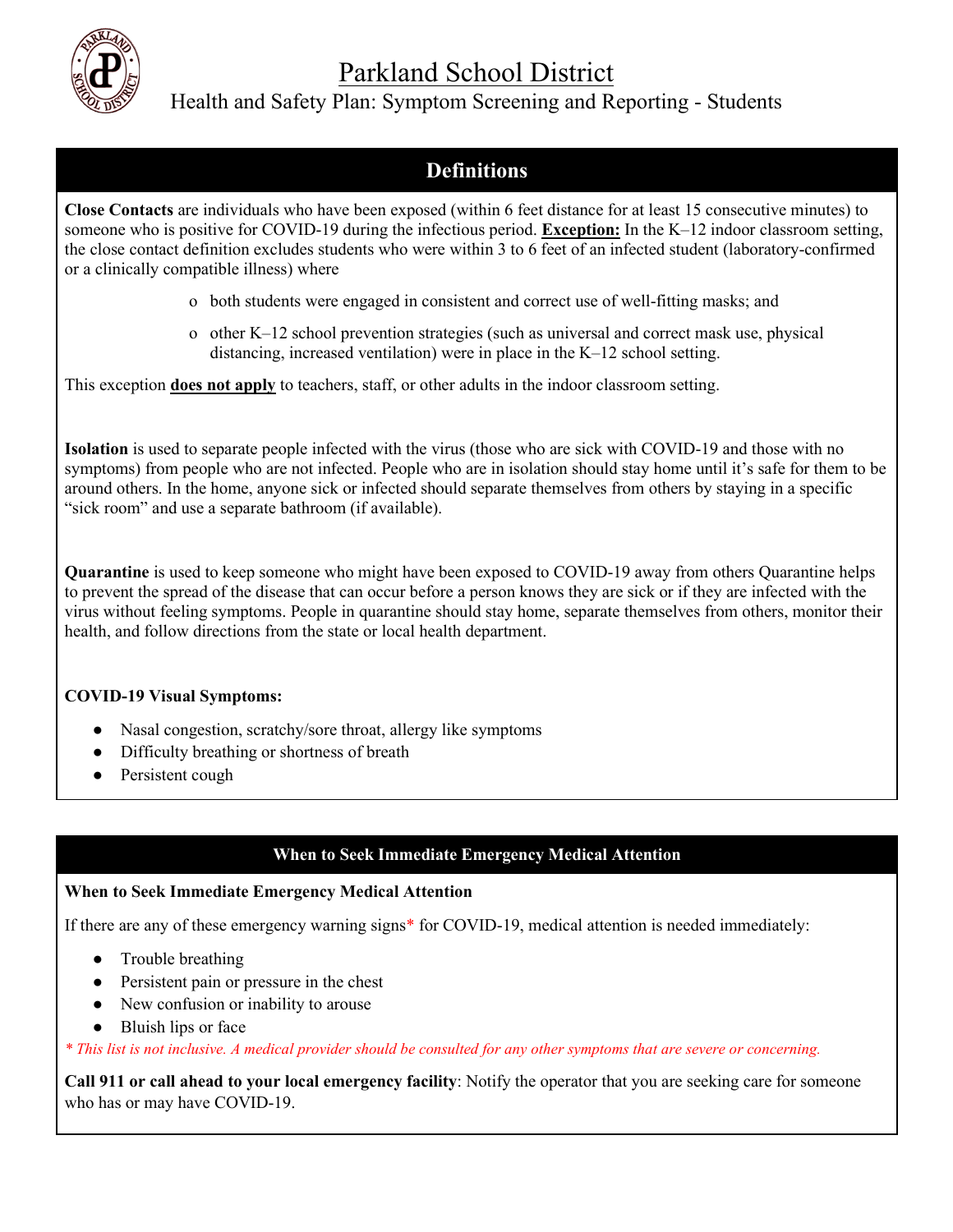# Parkland School District

Health and Safety Plan: Symptom Screening and Reporting - Students

## Definitions

**Close Contacts** are individuals who have been exposed (within 6 feet distance for at least 15 consecutive minutes) to someone who is positive for COVID-19 during the infectious period. **Exception:** In the K–12 indoor classroom setting, the close contact definition excludes students who were within 3 to 6 feet of an infected student (laboratory-confirmed or a clinically compatible illness) where

- both students were engaged in consistent and correct use of well-fitting masks; and
- other K–12 school prevention strategies (such as universal and correct mask use, physical distancing, increased ventilation) were in place in the K–12 school setting.

This exception **does not apply** to teachers, staff, or other adults in the indoor classroom setting.

**Isolation** is used to separate people infected with the virus (those who are sick with COVID-19 and those with no symptoms) from people who are not infected. People who are in isolation should stay home until it's safe for them to be around others. In the home, anyone sick or infected should separate themselves from others by staying in a specific "sick room" and use a separate bathroom (if available).

**Quarantine** is used to keep someone who might have been exposed to COVID-19 away from others Quarantine helps to prevent the spread of the disease that can occur before a person knows they are sick or if they are infected with the virus without feeling symptoms. People in quarantine should stay home, separate themselves from others, monitor their health, and follow directions from the state or local health department.

**COVID-19 Visual Symptoms:**

- Nasal congestion, scratchy/sore throat, allergy like symptoms
- Difficulty breathing or shortness of breath
- Persistent cough

## When to Seek Immediate Emergency Medical Attention

**When to Seek Immediate Emergency Medical Attention**

If there are any of these emergency warning signs* for COVID-19, medical attention is needed immediately:

- Trouble breathing
- Persistent pain or pressure in the chest
- New confusion or inability to arouse
- Bluish lips or face

*\* This list is not inclusive. A medical provider should be consulted for any other symptoms that are severe or concerning.*

**Call 911 or call ahead to your local emergency facility**: Notify the operator that you are seeking care for someone who has or may have COVID-19.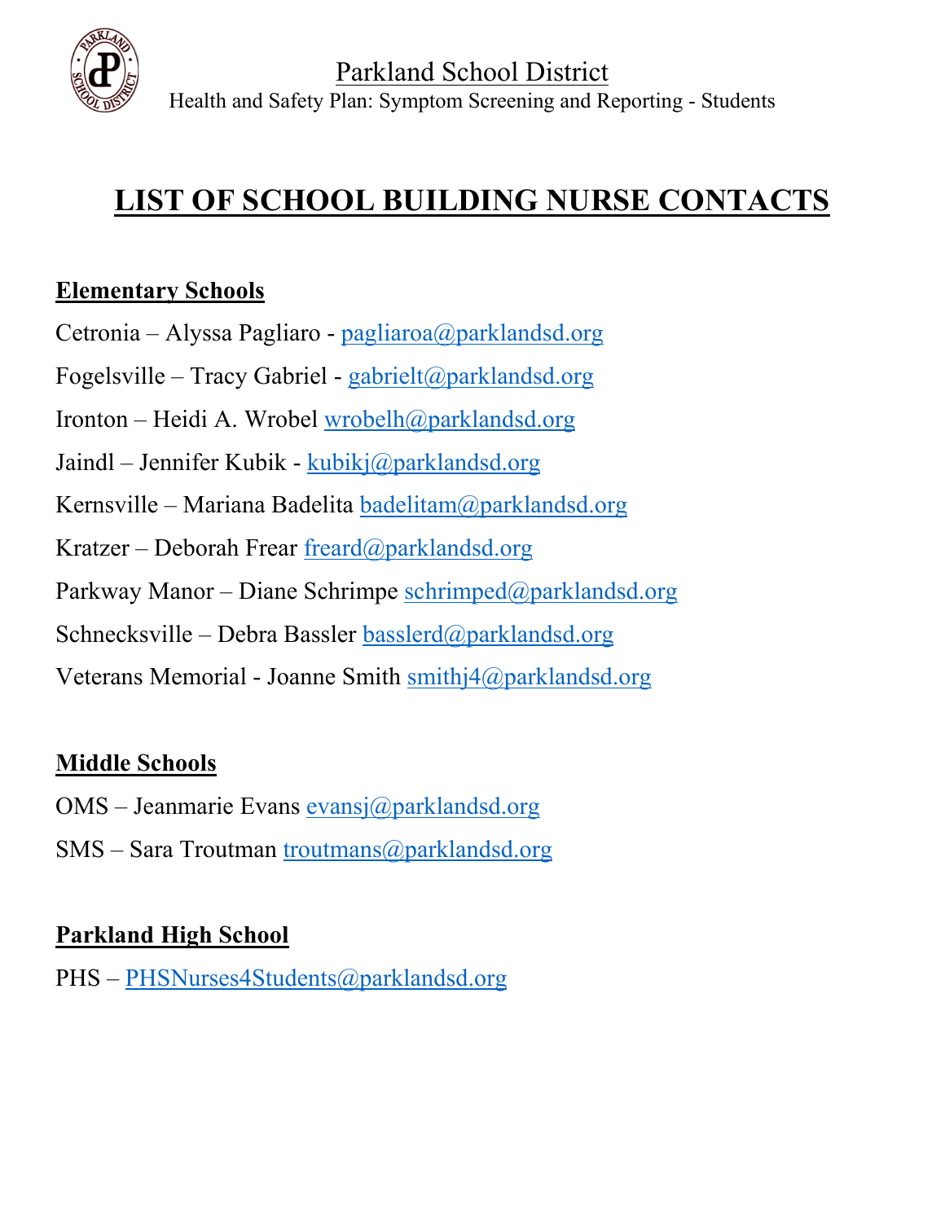# LIST OF SCHOOL BUILDING NURSE CONTACTS

## Elementary Schools

Cetronia – Alyssa Pagliaro - pagliaroa@parklandsd.org

Fogelsville – Tracy Gabriel - gabrielt@parklandsd.org

Ironton – Heidi A. Wrobel wrobelh@parklandsd.org

Jaindl – Jennifer Kubik - kubikj@parklandsd.org

Kernsville – Mariana Badelita badelitam@parklandsd.org

Kratzer – Deborah Frear freard@parklandsd.org

Parkway Manor – Diane Schrimpe schrimped@parklandsd.org

Schnecksville – Debra Bassler basslerd@parklandsd.org

Veterans Memorial - Joanne Smith smithj4@parklandsd.org

## Middle Schools

OMS – Jeanmarie Evans evansj@parklandsd.org

SMS – Sara Troutman troutmans@parklandsd.org

## Parkland High School

PHS – PHSNurses4Students@parklandsd.org